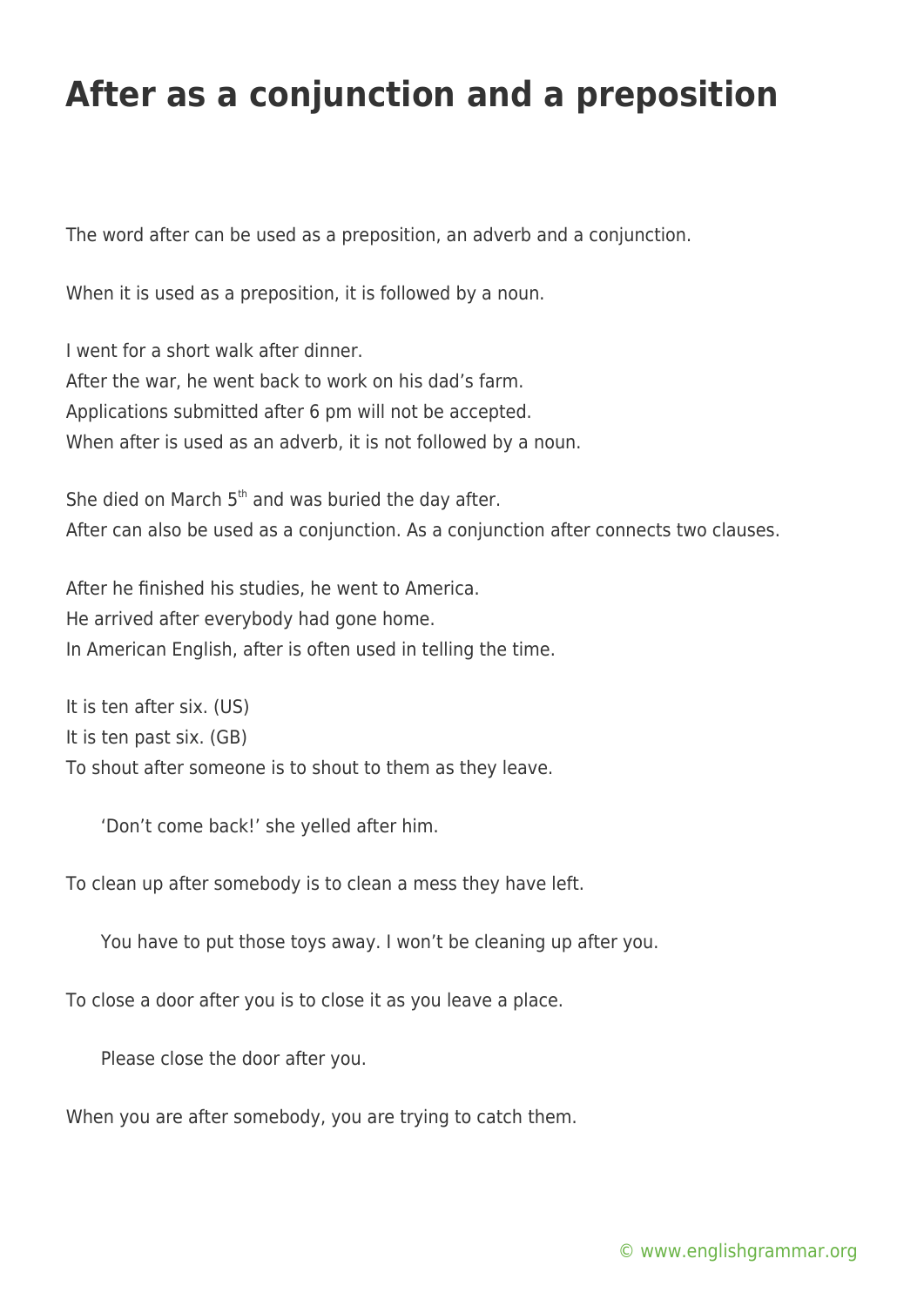# After as a conjunction and a preposition

The word after can be used as a preposition, an adverb and a conjunction.

When it is used as a preposition, it is followed by a noun.

I went for a short walk after dinner.
After the war, he went back to work on his dad's farm.
Applications submitted after 6 pm will not be accepted.
When after is used as an adverb, it is not followed by a noun.

She died on March 5th and was buried the day after.
After can also be used as a conjunction. As a conjunction after connects two clauses.

After he finished his studies, he went to America.
He arrived after everybody had gone home.
In American English, after is often used in telling the time.

It is ten after six. (US)
It is ten past six. (GB)
To shout after someone is to shout to them as they leave.

> 'Don't come back!' she yelled after him.

To clean up after somebody is to clean a mess they have left.

> You have to put those toys away. I won't be cleaning up after you.

To close a door after you is to close it as you leave a place.

> Please close the door after you.

When you are after somebody, you are trying to catch them.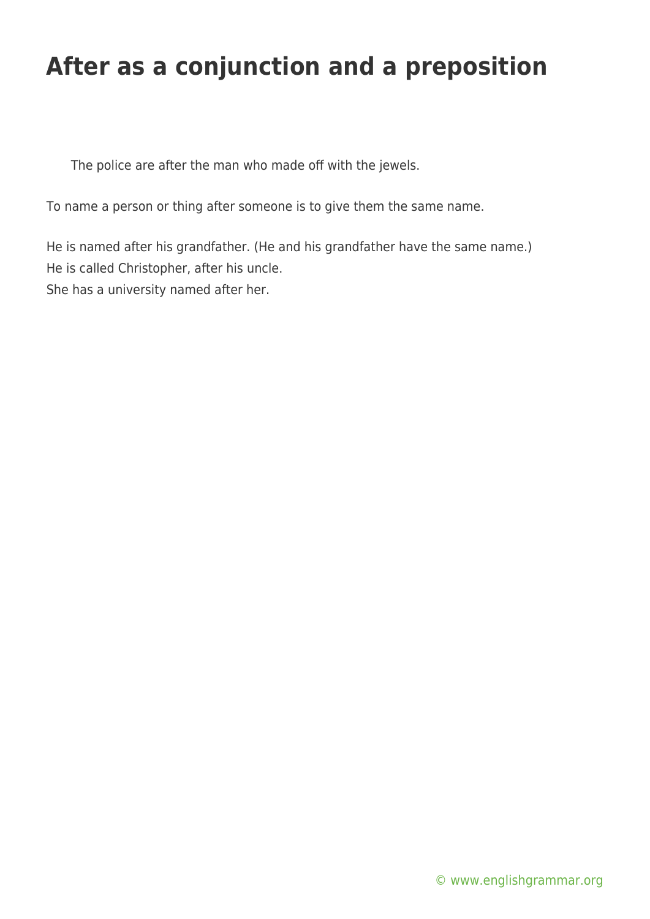# After as a conjunction and a preposition

The police are after the man who made off with the jewels.

To name a person or thing after someone is to give them the same name.

He is named after his grandfather. (He and his grandfather have the same name.)
He is called Christopher, after his uncle.
She has a university named after her.